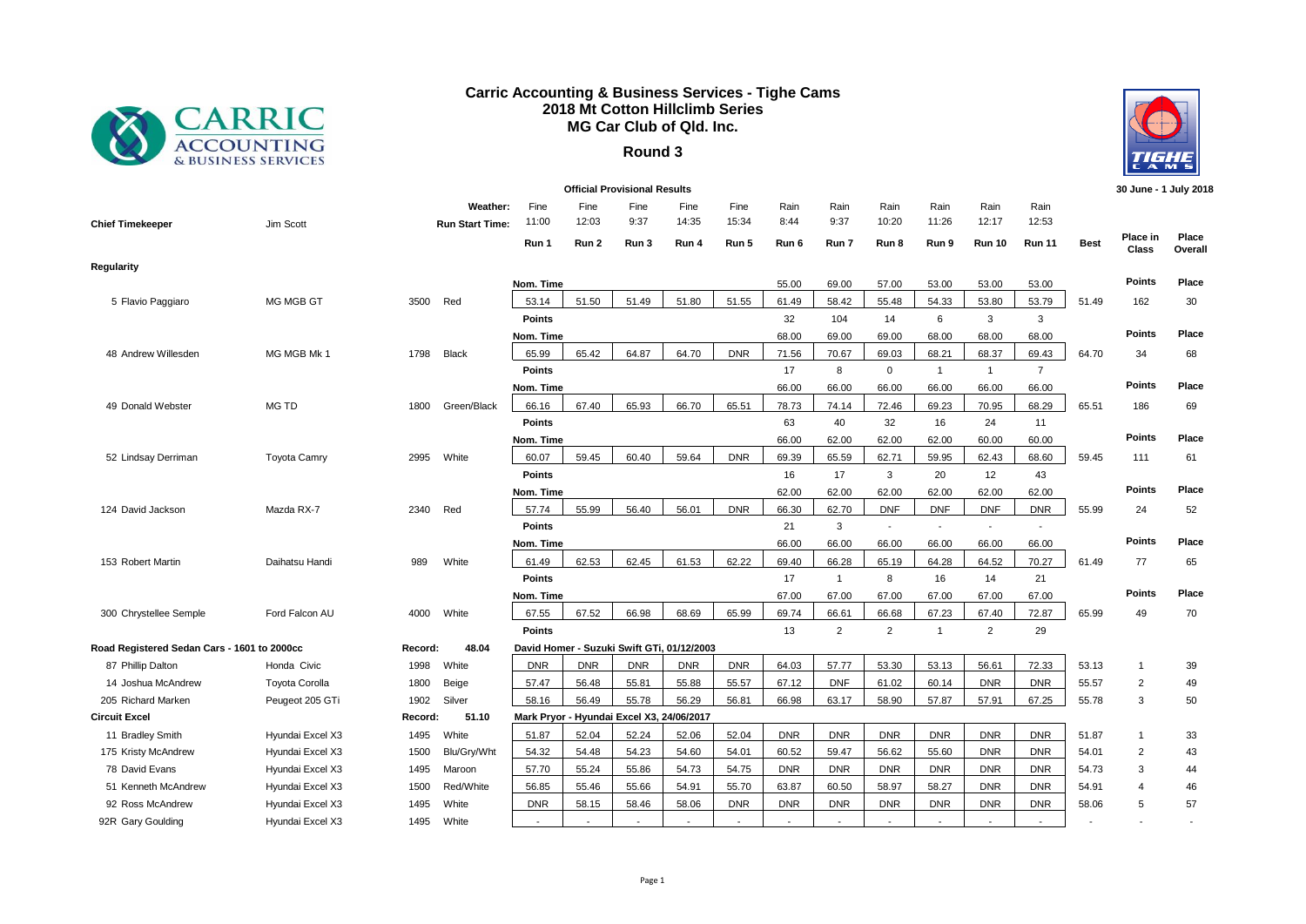# Carric Accounting & Business Services - Tighe Cams
## 2018 Mt Cotton Hillclimb Series
## MG Car Club of Qld. Inc.

### Round 3

**Official Provisional Results** — 30 June - 1 July 2018

**Chief Timekeeper:** Jim Scott

| | | | | Run 1 | Run 2 | Run 3 | Run 4 | Run 5 | Run 6 | Run 7 | Run 8 | Run 9 | Run 10 | Run 11 | Best | Place in Class | Place Overall |
|---|---|---|---|---|---|---|---|---|---|---|---|---|---|---|---|---|---|
| | | | Weather: | Fine | Fine | Fine | Fine | Fine | Rain | Rain | Rain | Rain | Rain | Rain | | | |
| | | | Run Start Time: | 11:00 | 12:03 | 9:37 | 14:35 | 15:34 | 8:44 | 9:37 | 10:20 | 11:26 | 12:17 | 12:53 | | | |
| **Regularity** | | | | | | | | | | | | | | | | | |
| | | | | Nom. Time | | | | | 55.00 | 69.00 | 57.00 | 53.00 | 53.00 | 53.00 | | Points | Place |
| 5 Flavio Paggiaro | MG MGB GT | 3500 | Red | 53.14 | 51.50 | 51.49 | 51.80 | 51.55 | 61.49 | 58.42 | 55.48 | 54.33 | 53.80 | 53.79 | 51.49 | 162 | 30 |
| | | | | Points | | | | | 32 | 104 | 14 | 6 | 3 | 3 | | | |
| | | | | Nom. Time | | | | | 68.00 | 69.00 | 69.00 | 68.00 | 68.00 | 68.00 | | Points | Place |
| 48 Andrew Willesden | MG MGB Mk 1 | 1798 | Black | 65.99 | 65.42 | 64.87 | 64.70 | DNR | 71.56 | 70.67 | 69.03 | 68.21 | 68.37 | 69.43 | 64.70 | 34 | 68 |
| | | | | Points | | | | | 17 | 8 | 0 | 1 | 1 | 7 | | | |
| | | | | Nom. Time | | | | | 66.00 | 66.00 | 66.00 | 66.00 | 66.00 | 66.00 | | Points | Place |
| 49 Donald Webster | MG TD | 1800 | Green/Black | 66.16 | 67.40 | 65.93 | 66.70 | 65.51 | 78.73 | 74.14 | 72.46 | 69.23 | 70.95 | 68.29 | 65.51 | 186 | 69 |
| | | | | Points | | | | | 63 | 40 | 32 | 16 | 24 | 11 | | | |
| | | | | Nom. Time | | | | | 66.00 | 62.00 | 62.00 | 62.00 | 60.00 | 60.00 | | Points | Place |
| 52 Lindsay Derriman | Toyota Camry | 2995 | White | 60.07 | 59.45 | 60.40 | 59.64 | DNR | 69.39 | 65.59 | 62.71 | 59.95 | 62.43 | 68.60 | 59.45 | 111 | 61 |
| | | | | Points | | | | | 16 | 17 | 3 | 20 | 12 | 43 | | | |
| | | | | Nom. Time | | | | | 62.00 | 62.00 | 62.00 | 62.00 | 62.00 | 62.00 | | Points | Place |
| 124 David Jackson | Mazda RX-7 | 2340 | Red | 57.74 | 55.99 | 56.40 | 56.01 | DNR | 66.30 | 62.70 | DNF | DNF | DNF | DNR | 55.99 | 24 | 52 |
| | | | | Points | | | | | 21 | 3 | - | - | - | - | | | |
| | | | | Nom. Time | | | | | 66.00 | 66.00 | 66.00 | 66.00 | 66.00 | 66.00 | | Points | Place |
| 153 Robert Martin | Daihatsu Handi | 989 | White | 61.49 | 62.53 | 62.45 | 61.53 | 62.22 | 69.40 | 66.28 | 65.19 | 64.28 | 64.52 | 70.27 | 61.49 | 77 | 65 |
| | | | | Points | | | | | 17 | 1 | 8 | 16 | 14 | 21 | | | |
| | | | | Nom. Time | | | | | 67.00 | 67.00 | 67.00 | 67.00 | 67.00 | 67.00 | | Points | Place |
| 300 Chrystellee Semple | Ford Falcon AU | 4000 | White | 67.55 | 67.52 | 66.98 | 68.69 | 65.99 | 69.74 | 66.61 | 66.68 | 67.23 | 67.40 | 72.87 | 65.99 | 49 | 70 |
| | | | | Points | | | | | 13 | 2 | 2 | 1 | 2 | 29 | | | |
| **Road Registered Sedan Cars - 1601 to 2000cc** | | Record: | 48.04 | David Homer - Suzuki Swift GTi, 01/12/2003 | | | | | | | | | | | | | |
| 87 Phillip Dalton | Honda Civic | 1998 | White | DNR | DNR | DNR | DNR | DNR | 64.03 | 57.77 | 53.30 | 53.13 | 56.61 | 72.33 | 53.13 | 1 | 39 |
| 14 Joshua McAndrew | Toyota Corolla | 1800 | Beige | 57.47 | 56.48 | 55.81 | 55.88 | 55.57 | 67.12 | DNF | 61.02 | 60.14 | DNR | DNR | 55.57 | 2 | 49 |
| 205 Richard Marken | Peugeot 205 GTi | 1902 | Silver | 58.16 | 56.49 | 55.78 | 56.29 | 56.81 | 66.98 | 63.17 | 58.90 | 57.87 | 57.91 | 67.25 | 55.78 | 3 | 50 |
| **Circuit Excel** | | Record: | 51.10 | Mark Pryor - Hyundai Excel X3, 24/06/2017 | | | | | | | | | | | | | |
| 11 Bradley Smith | Hyundai Excel X3 | 1495 | White | 51.87 | 52.04 | 52.24 | 52.06 | 52.04 | DNR | DNR | DNR | DNR | DNR | DNR | 51.87 | 1 | 33 |
| 175 Kristy McAndrew | Hyundai Excel X3 | 1500 | Blu/Gry/Wht | 54.32 | 54.48 | 54.23 | 54.60 | 54.01 | 60.52 | 59.47 | 56.62 | 55.60 | DNR | DNR | 54.01 | 2 | 43 |
| 78 David Evans | Hyundai Excel X3 | 1495 | Maroon | 57.70 | 55.24 | 55.86 | 54.73 | 54.75 | DNR | DNR | DNR | DNR | DNR | DNR | 54.73 | 3 | 44 |
| 51 Kenneth McAndrew | Hyundai Excel X3 | 1500 | Red/White | 56.85 | 55.46 | 55.66 | 54.91 | 55.70 | 63.87 | 60.50 | 58.97 | 58.27 | DNR | DNR | 54.91 | 4 | 46 |
| 92 Ross McAndrew | Hyundai Excel X3 | 1495 | White | DNR | 58.15 | 58.46 | 58.06 | DNR | DNR | DNR | DNR | DNR | DNR | DNR | 58.06 | 5 | 57 |
| 92R Gary Goulding | Hyundai Excel X3 | 1495 | White | - | - | - | - | - | - | - | - | - | - | - | - | - | - |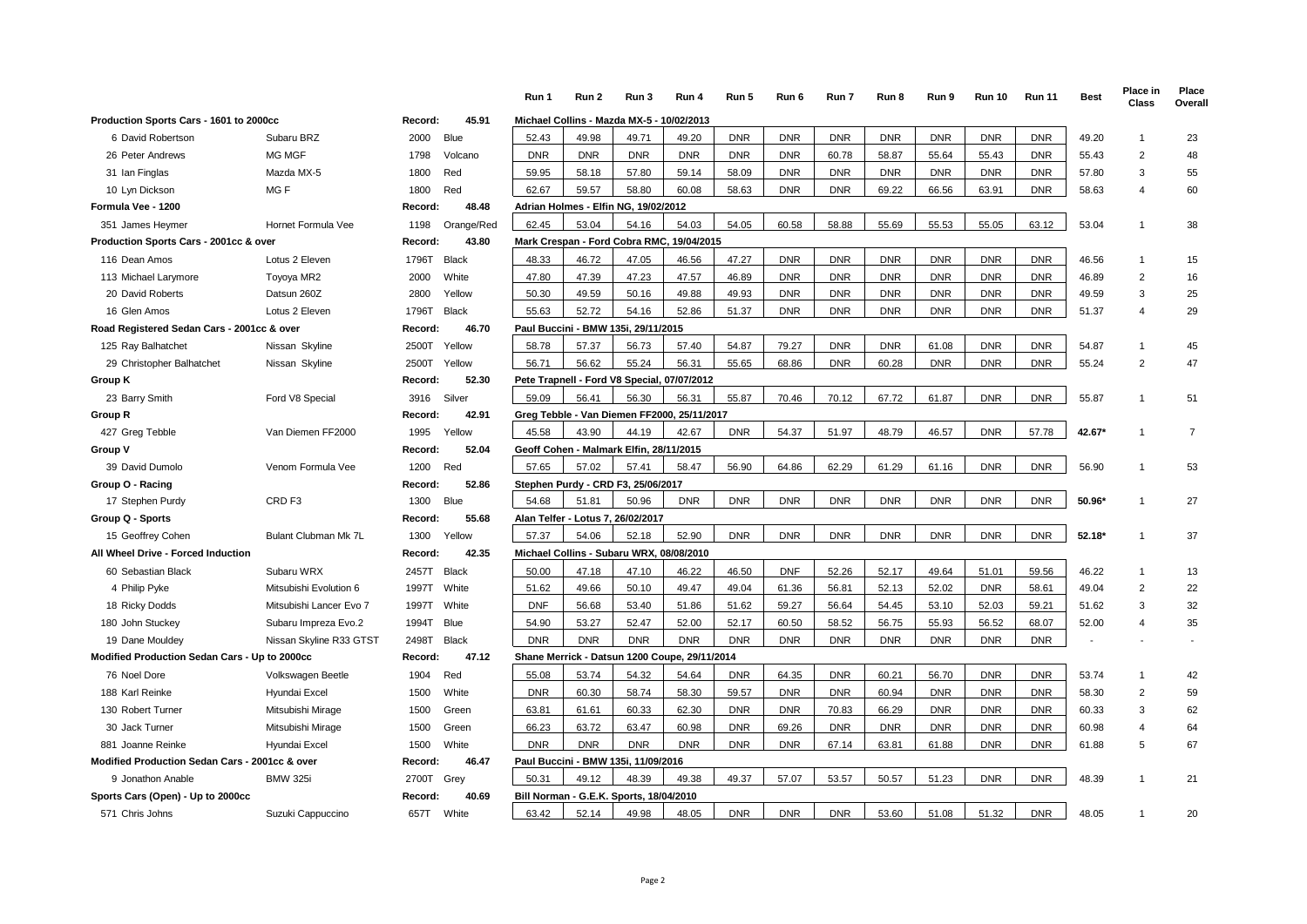| | | | | Run 1 | Run 2 | Run 3 | Run 4 | Run 5 | Run 6 | Run 7 | Run 8 | Run 9 | Run 10 | Run 11 | Best | Place in Class | Place Overall |
|---|---|---|---|---|---|---|---|---|---|---|---|---|---|---|---|---|---|
| **Production Sports Cars - 1601 to 2000cc** | | **Record:** | **45.91** | **Michael Collins - Mazda MX-5 - 10/02/2013** | | | | | | | | | | | | | |
| 6 David Robertson | Subaru BRZ | 2000 | Blue | 52.43 | 49.98 | 49.71 | 49.20 | DNR | DNR | DNR | DNR | DNR | DNR | DNR | 49.20 | 1 | 23 |
| 26 Peter Andrews | MG MGF | 1798 | Volcano | DNR | DNR | DNR | DNR | DNR | DNR | 60.78 | 58.87 | 55.64 | 55.43 | DNR | 55.43 | 2 | 48 |
| 31 Ian Finglas | Mazda MX-5 | 1800 | Red | 59.95 | 58.18 | 57.80 | 59.14 | 58.09 | DNR | DNR | DNR | DNR | DNR | DNR | 57.80 | 3 | 55 |
| 10 Lyn Dickson | MG F | 1800 | Red | 62.67 | 59.57 | 58.80 | 60.08 | 58.63 | DNR | DNR | 69.22 | 66.56 | 63.91 | DNR | 58.63 | 4 | 60 |
| **Formula Vee - 1200** | | **Record:** | **48.48** | **Adrian Holmes - Elfin NG, 19/02/2012** | | | | | | | | | | | | | |
| 351 James Heymer | Hornet Formula Vee | 1198 | Orange/Red | 62.45 | 53.04 | 54.16 | 54.03 | 54.05 | 60.58 | 58.88 | 55.69 | 55.53 | 55.05 | 63.12 | 53.04 | 1 | 38 |
| **Production Sports Cars - 2001cc & over** | | **Record:** | **43.80** | **Mark Crespan - Ford Cobra RMC, 19/04/2015** | | | | | | | | | | | | | |
| 116 Dean Amos | Lotus 2 Eleven | 1796T | Black | 48.33 | 46.72 | 47.05 | 46.56 | 47.27 | DNR | DNR | DNR | DNR | DNR | DNR | 46.56 | 1 | 15 |
| 113 Michael Larymore | Toyoya MR2 | 2000 | White | 47.80 | 47.39 | 47.23 | 47.57 | 46.89 | DNR | DNR | DNR | DNR | DNR | DNR | 46.89 | 2 | 16 |
| 20 David Roberts | Datsun 260Z | 2800 | Yellow | 50.30 | 49.59 | 50.16 | 49.88 | 49.93 | DNR | DNR | DNR | DNR | DNR | DNR | 49.59 | 3 | 25 |
| 16 Glen Amos | Lotus 2 Eleven | 1796T | Black | 55.63 | 52.72 | 54.16 | 52.86 | 51.37 | DNR | DNR | DNR | DNR | DNR | DNR | 51.37 | 4 | 29 |
| **Road Registered Sedan Cars - 2001cc & over** | | **Record:** | **46.70** | **Paul Buccini - BMW 135i, 29/11/2015** | | | | | | | | | | | | | |
| 125 Ray Balhatchet | Nissan Skyline | 2500T | Yellow | 58.78 | 57.37 | 56.73 | 57.40 | 54.87 | 79.27 | DNR | DNR | 61.08 | DNR | DNR | 54.87 | 1 | 45 |
| 29 Christopher Balhatchet | Nissan Skyline | 2500T | Yellow | 56.71 | 56.62 | 55.24 | 56.31 | 55.65 | 68.86 | DNR | 60.28 | DNR | DNR | DNR | 55.24 | 2 | 47 |
| **Group K** | | **Record:** | **52.30** | **Pete Trapnell - Ford V8 Special, 07/07/2012** | | | | | | | | | | | | | |
| 23 Barry Smith | Ford V8 Special | 3916 | Silver | 59.09 | 56.41 | 56.30 | 56.31 | 55.87 | 70.46 | 70.12 | 67.72 | 61.87 | DNR | DNR | 55.87 | 1 | 51 |
| **Group R** | | **Record:** | **42.91** | **Greg Tebble - Van Diemen FF2000, 25/11/2017** | | | | | | | | | | | | | |
| 427 Greg Tebble | Van Diemen FF2000 | 1995 | Yellow | 45.58 | 43.90 | 44.19 | 42.67 | DNR | 54.37 | 51.97 | 48.79 | 46.57 | DNR | 57.78 | **42.67*** | 1 | 7 |
| **Group V** | | **Record:** | **52.04** | **Geoff Cohen - Malmark Elfin, 28/11/2015** | | | | | | | | | | | | | |
| 39 David Dumolo | Venom Formula Vee | 1200 | Red | 57.65 | 57.02 | 57.41 | 58.47 | 56.90 | 64.86 | 62.29 | 61.29 | 61.16 | DNR | DNR | 56.90 | 1 | 53 |
| **Group O - Racing** | | **Record:** | **52.86** | **Stephen Purdy - CRD F3, 25/06/2017** | | | | | | | | | | | | | |
| 17 Stephen Purdy | CRD F3 | 1300 | Blue | 54.68 | 51.81 | 50.96 | DNR | DNR | DNR | DNR | DNR | DNR | DNR | DNR | **50.96*** | 1 | 27 |
| **Group Q - Sports** | | **Record:** | **55.68** | **Alan Telfer - Lotus 7, 26/02/2017** | | | | | | | | | | | | | |
| 15 Geoffrey Cohen | Bulant Clubman Mk 7L | 1300 | Yellow | 57.37 | 54.06 | 52.18 | 52.90 | DNR | DNR | DNR | DNR | DNR | DNR | DNR | **52.18*** | 1 | 37 |
| **All Wheel Drive - Forced Induction** | | **Record:** | **42.35** | **Michael Collins - Subaru WRX, 08/08/2010** | | | | | | | | | | | | | |
| 60 Sebastian Black | Subaru WRX | 2457T | Black | 50.00 | 47.18 | 47.10 | 46.22 | 46.50 | DNF | 52.26 | 52.17 | 49.64 | 51.01 | 59.56 | 46.22 | 1 | 13 |
| 4 Philip Pyke | Mitsubishi Evolution 6 | 1997T | White | 51.62 | 49.66 | 50.10 | 49.47 | 49.04 | 61.36 | 56.81 | 52.13 | 52.02 | DNR | 58.61 | 49.04 | 2 | 22 |
| 18 Ricky Dodds | Mitsubishi Lancer Evo 7 | 1997T | White | DNF | 56.68 | 53.40 | 51.86 | 51.62 | 59.27 | 56.64 | 54.45 | 53.10 | 52.03 | 59.21 | 51.62 | 3 | 32 |
| 180 John Stuckey | Subaru Impreza Evo.2 | 1994T | Blue | 54.90 | 53.27 | 52.47 | 52.00 | 52.17 | 60.50 | 58.52 | 56.75 | 55.93 | 56.52 | 68.07 | 52.00 | 4 | 35 |
| 19 Dane Mouldey | Nissan Skyline R33 GTST | 2498T | Black | DNR | DNR | DNR | DNR | DNR | DNR | DNR | DNR | DNR | DNR | DNR | - | - | - |
| **Modified Production Sedan Cars - Up to 2000cc** | | **Record:** | **47.12** | **Shane Merrick - Datsun 1200 Coupe, 29/11/2014** | | | | | | | | | | | | | |
| 76 Noel Dore | Volkswagen Beetle | 1904 | Red | 55.08 | 53.74 | 54.32 | 54.64 | DNR | 64.35 | DNR | 60.21 | 56.70 | DNR | DNR | 53.74 | 1 | 42 |
| 188 Karl Reinke | Hyundai Excel | 1500 | White | DNR | 60.30 | 58.74 | 58.30 | 59.57 | DNR | DNR | 60.94 | DNR | DNR | DNR | 58.30 | 2 | 59 |
| 130 Robert Turner | Mitsubishi Mirage | 1500 | Green | 63.81 | 61.61 | 60.33 | 62.30 | DNR | DNR | 70.83 | 66.29 | DNR | DNR | DNR | 60.33 | 3 | 62 |
| 30 Jack Turner | Mitsubishi Mirage | 1500 | Green | 66.23 | 63.72 | 63.47 | 60.98 | DNR | 69.26 | DNR | DNR | DNR | DNR | DNR | 60.98 | 4 | 64 |
| 881 Joanne Reinke | Hyundai Excel | 1500 | White | DNR | DNR | DNR | DNR | DNR | DNR | 67.14 | 63.81 | 61.88 | DNR | DNR | 61.88 | 5 | 67 |
| **Modified Production Sedan Cars - 2001cc & over** | | **Record:** | **46.47** | **Paul Buccini - BMW 135i, 11/09/2016** | | | | | | | | | | | | | |
| 9 Jonathon Anable | BMW 325i | 2700T | Grey | 50.31 | 49.12 | 48.39 | 49.38 | 49.37 | 57.07 | 53.57 | 50.57 | 51.23 | DNR | DNR | 48.39 | 1 | 21 |
| **Sports Cars (Open) - Up to 2000cc** | | **Record:** | **40.69** | **Bill Norman - G.E.K. Sports, 18/04/2010** | | | | | | | | | | | | | |
| 571 Chris Johns | Suzuki Cappuccino | 657T | White | 63.42 | 52.14 | 49.98 | 48.05 | DNR | DNR | DNR | 53.60 | 51.08 | 51.32 | DNR | 48.05 | 1 | 20 |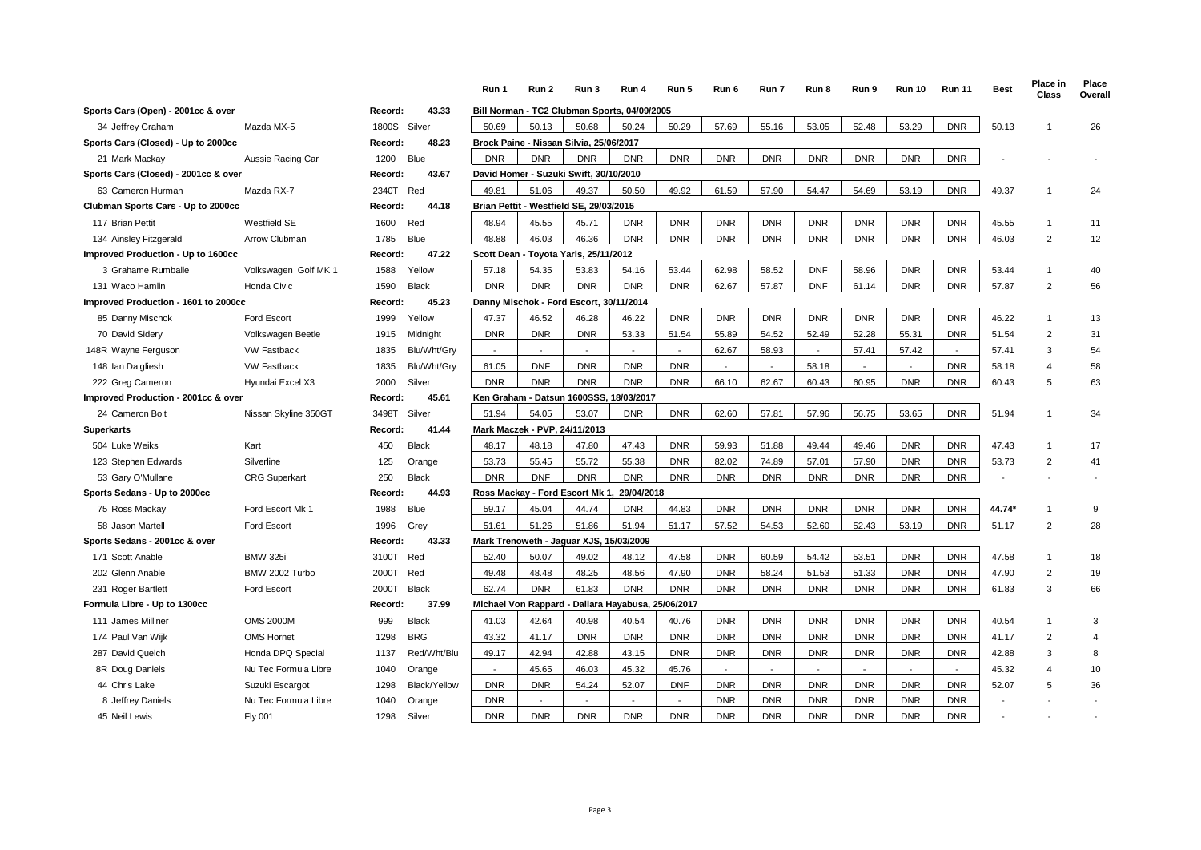| | | | | Run 1 | Run 2 | Run 3 | Run 4 | Run 5 | Run 6 | Run 7 | Run 8 | Run 9 | Run 10 | Run 11 | Best | Place in Class | Place Overall |
|---|---|---|---|---|---|---|---|---|---|---|---|---|---|---|---|---|---|
| **Sports Cars (Open) - 2001cc & over** | | **Record:** | **43.33** | **Bill Norman - TC2 Clubman Sports, 04/09/2005** | | | | | | | | | | | | | |
| 34 Jeffrey Graham | Mazda MX-5 | 1800S | Silver | 50.69 | 50.13 | 50.68 | 50.24 | 50.29 | 57.69 | 55.16 | 53.05 | 52.48 | 53.29 | DNR | 50.13 | 1 | 26 |
| **Sports Cars (Closed) - Up to 2000cc** | | **Record:** | **48.23** | **Brock Paine - Nissan Silvia, 25/06/2017** | | | | | | | | | | | | | |
| 21 Mark Mackay | Aussie Racing Car | 1200 | Blue | DNR | DNR | DNR | DNR | DNR | DNR | DNR | DNR | DNR | DNR | DNR | - | - | - |
| **Sports Cars (Closed) - 2001cc & over** | | **Record:** | **43.67** | **David Homer - Suzuki Swift, 30/10/2010** | | | | | | | | | | | | | |
| 63 Cameron Hurman | Mazda RX-7 | 2340T | Red | 49.81 | 51.06 | 49.37 | 50.50 | 49.92 | 61.59 | 57.90 | 54.47 | 54.69 | 53.19 | DNR | 49.37 | 1 | 24 |
| **Clubman Sports Cars - Up to 2000cc** | | **Record:** | **44.18** | **Brian Pettit - Westfield SE, 29/03/2015** | | | | | | | | | | | | | |
| 117 Brian Pettit | Westfield SE | 1600 | Red | 48.94 | 45.55 | 45.71 | DNR | DNR | DNR | DNR | DNR | DNR | DNR | DNR | 45.55 | 1 | 11 |
| 134 Ainsley Fitzgerald | Arrow Clubman | 1785 | Blue | 48.88 | 46.03 | 46.36 | DNR | DNR | DNR | DNR | DNR | DNR | DNR | DNR | 46.03 | 2 | 12 |
| **Improved Production - Up to 1600cc** | | **Record:** | **47.22** | **Scott Dean - Toyota Yaris, 25/11/2012** | | | | | | | | | | | | | |
| 3 Grahame Rumballe | Volkswagen Golf MK 1 | 1588 | Yellow | 57.18 | 54.35 | 53.83 | 54.16 | 53.44 | 62.98 | 58.52 | DNF | 58.96 | DNR | DNR | 53.44 | 1 | 40 |
| 131 Waco Hamlin | Honda Civic | 1590 | Black | DNR | DNR | DNR | DNR | DNR | 62.67 | 57.87 | DNF | 61.14 | DNR | DNR | 57.87 | 2 | 56 |
| **Improved Production - 1601 to 2000cc** | | **Record:** | **45.23** | **Danny Mischok - Ford Escort, 30/11/2014** | | | | | | | | | | | | | |
| 85 Danny Mischok | Ford Escort | 1999 | Yellow | 47.37 | 46.52 | 46.28 | 46.22 | DNR | DNR | DNR | DNR | DNR | DNR | DNR | 46.22 | 1 | 13 |
| 70 David Sidery | Volkswagen Beetle | 1915 | Midnight | DNR | DNR | DNR | 53.33 | 51.54 | 55.89 | 54.52 | 52.49 | 52.28 | 55.31 | DNR | 51.54 | 2 | 31 |
| 148R Wayne Ferguson | VW Fastback | 1835 | Blu/Wht/Gry | - | - | - | - | - | 62.67 | 58.93 | - | 57.41 | 57.42 | - | 57.41 | 3 | 54 |
| 148 Ian Dalgliesh | VW Fastback | 1835 | Blu/Wht/Gry | 61.05 | DNF | DNR | DNR | DNR | - | - | 58.18 | - | - | DNR | 58.18 | 4 | 58 |
| 222 Greg Cameron | Hyundai Excel X3 | 2000 | Silver | DNR | DNR | DNR | DNR | DNR | 66.10 | 62.67 | 60.43 | 60.95 | DNR | DNR | 60.43 | 5 | 63 |
| **Improved Production - 2001cc & over** | | **Record:** | **45.61** | **Ken Graham - Datsun 1600SSS, 18/03/2017** | | | | | | | | | | | | | |
| 24 Cameron Bolt | Nissan Skyline 350GT | 3498T | Silver | 51.94 | 54.05 | 53.07 | DNR | DNR | 62.60 | 57.81 | 57.96 | 56.75 | 53.65 | DNR | 51.94 | 1 | 34 |
| **Superkarts** | | **Record:** | **41.44** | **Mark Maczek - PVP, 24/11/2013** | | | | | | | | | | | | | |
| 504 Luke Weiks | Kart | 450 | Black | 48.17 | 48.18 | 47.80 | 47.43 | DNR | 59.93 | 51.88 | 49.44 | 49.46 | DNR | DNR | 47.43 | 1 | 17 |
| 123 Stephen Edwards | Silverline | 125 | Orange | 53.73 | 55.45 | 55.72 | 55.38 | DNR | 82.02 | 74.89 | 57.01 | 57.90 | DNR | DNR | 53.73 | 2 | 41 |
| 53 Gary O'Mullane | CRG Superkart | 250 | Black | DNR | DNF | DNR | DNR | DNR | DNR | DNR | DNR | DNR | DNR | DNR | - | - | - |
| **Sports Sedans - Up to 2000cc** | | **Record:** | **44.93** | **Ross Mackay - Ford Escort Mk 1, 29/04/2018** | | | | | | | | | | | | | |
| 75 Ross Mackay | Ford Escort Mk 1 | 1988 | Blue | 59.17 | 45.04 | 44.74 | DNR | 44.83 | DNR | DNR | DNR | DNR | DNR | DNR | **44.74*** | 1 | 9 |
| 58 Jason Martell | Ford Escort | 1996 | Grey | 51.61 | 51.26 | 51.86 | 51.94 | 51.17 | 57.52 | 54.53 | 52.60 | 52.43 | 53.19 | DNR | 51.17 | 2 | 28 |
| **Sports Sedans - 2001cc & over** | | **Record:** | **43.33** | **Mark Trenoweth - Jaguar XJS, 15/03/2009** | | | | | | | | | | | | | |
| 171 Scott Anable | BMW 325i | 3100T | Red | 52.40 | 50.07 | 49.02 | 48.12 | 47.58 | DNR | 60.59 | 54.42 | 53.51 | DNR | DNR | 47.58 | 1 | 18 |
| 202 Glenn Anable | BMW 2002 Turbo | 2000T | Red | 49.48 | 48.48 | 48.25 | 48.56 | 47.90 | DNR | 58.24 | 51.53 | 51.33 | DNR | DNR | 47.90 | 2 | 19 |
| 231 Roger Bartlett | Ford Escort | 2000T | Black | 62.74 | DNR | 61.83 | DNR | DNR | DNR | DNR | DNR | DNR | DNR | DNR | 61.83 | 3 | 66 |
| **Formula Libre - Up to 1300cc** | | **Record:** | **37.99** | **Michael Von Rappard - Dallara Hayabusa, 25/06/2017** | | | | | | | | | | | | | |
| 111 James Milliner | OMS 2000M | 999 | Black | 41.03 | 42.64 | 40.98 | 40.54 | 40.76 | DNR | DNR | DNR | DNR | DNR | DNR | 40.54 | 1 | 3 |
| 174 Paul Van Wijk | OMS Hornet | 1298 | BRG | 43.32 | 41.17 | DNR | DNR | DNR | DNR | DNR | DNR | DNR | DNR | DNR | 41.17 | 2 | 4 |
| 287 David Quelch | Honda DPQ Special | 1137 | Red/Wht/Blu | 49.17 | 42.94 | 42.88 | 43.15 | DNR | DNR | DNR | DNR | DNR | DNR | DNR | 42.88 | 3 | 8 |
| 8R Doug Daniels | Nu Tec Formula Libre | 1040 | Orange | - | 45.65 | 46.03 | 45.32 | 45.76 | - | - | - | - | - | - | 45.32 | 4 | 10 |
| 44 Chris Lake | Suzuki Escargot | 1298 | Black/Yellow | DNR | DNR | 54.24 | 52.07 | DNF | DNR | DNR | DNR | DNR | DNR | DNR | 52.07 | 5 | 36 |
| 8 Jeffrey Daniels | Nu Tec Formula Libre | 1040 | Orange | DNR | - | - | - | - | DNR | DNR | DNR | DNR | DNR | DNR | - | - | - |
| 45 Neil Lewis | Fly 001 | 1298 | Silver | DNR | DNR | DNR | DNR | DNR | DNR | DNR | DNR | DNR | DNR | DNR | - | - | - |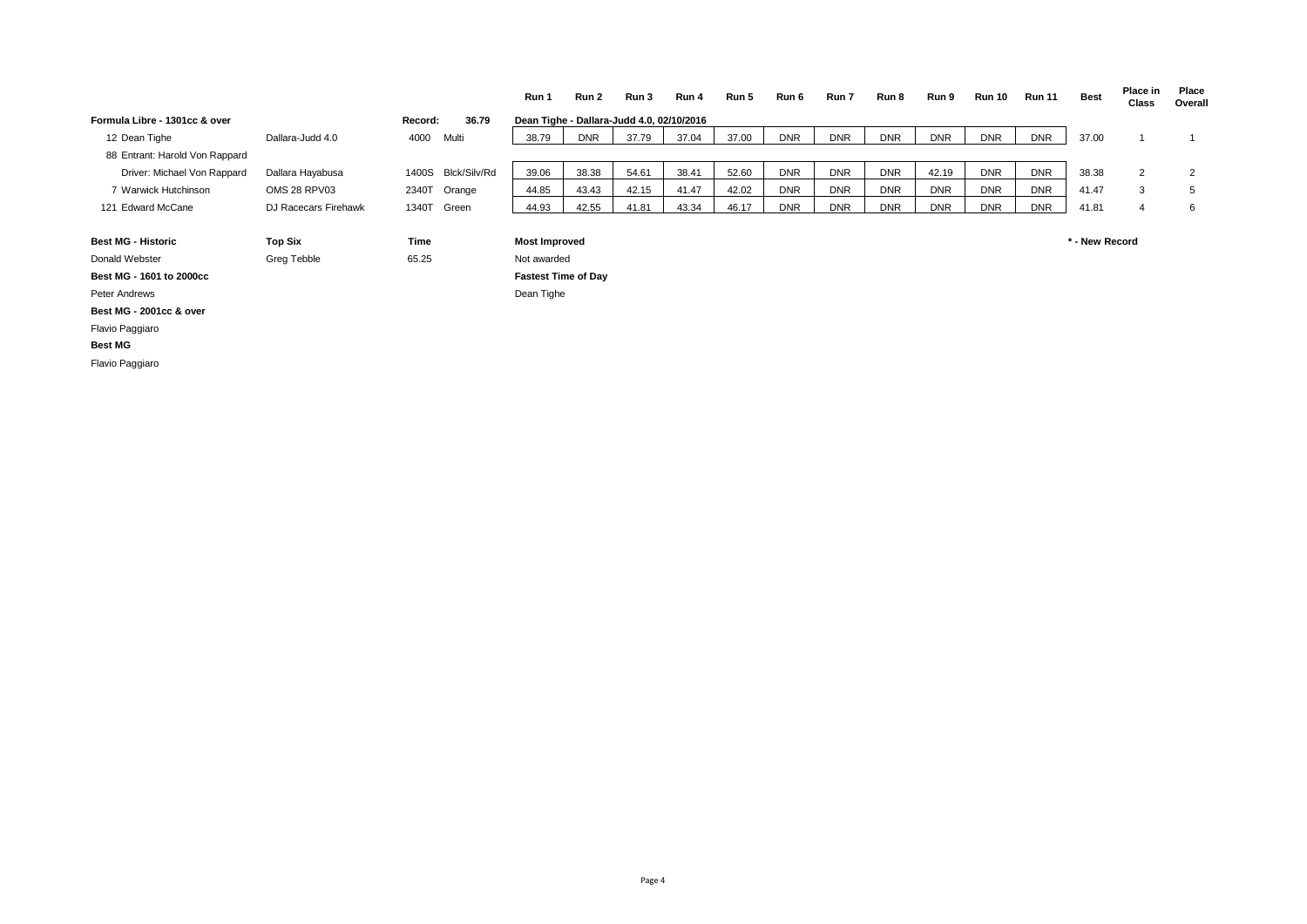| | | | | Run 1 | Run 2 | Run 3 | Run 4 | Run 5 | Run 6 | Run 7 | Run 8 | Run 9 | Run 10 | Run 11 | Best | Place in Class | Place Overall |
|---|---|---|---|---|---|---|---|---|---|---|---|---|---|---|---|---|---|
| **Formula Libre - 1301cc & over** | | **Record:** | **36.79** | **Dean Tighe - Dallara-Judd 4.0, 02/10/2016** | | | | | | | | | | | | | |
| 12 Dean Tighe | Dallara-Judd 4.0 | 4000 | Multi | 38.79 | DNR | 37.79 | 37.04 | 37.00 | DNR | DNR | DNR | DNR | DNR | DNR | 37.00 | 1 | 1 |
| 88 Entrant: Harold Von Rappard | | | | | | | | | | | | | | | | | |
| Driver: Michael Von Rappard | Dallara Hayabusa | 1400S | Blck/Silv/Rd | 39.06 | 38.38 | 54.61 | 38.41 | 52.60 | DNR | DNR | DNR | 42.19 | DNR | DNR | 38.38 | 2 | 2 |
| 7 Warwick Hutchinson | OMS 28 RPV03 | 2340T | Orange | 44.85 | 43.43 | 42.15 | 41.47 | 42.02 | DNR | DNR | DNR | DNR | DNR | DNR | 41.47 | 3 | 5 |
| 121 Edward McCane | DJ Racecars Firehawk | 1340T | Green | 44.93 | 42.55 | 41.81 | 43.34 | 46.17 | DNR | DNR | DNR | DNR | DNR | DNR | 41.81 | 4 | 6 |

**Best MG - Historic**

Donald Webster

**Best MG - 1601 to 2000cc**

Peter Andrews

**Best MG - 2001cc & over**

Flavio Paggiaro

**Best MG**

Flavio Paggiaro

| **Top Six** | **Time** |
|---|---|
| Greg Tebble | 65.25 |

**Most Improved**

Not awarded

**Fastest Time of Day**

Dean Tighe

\* - New Record